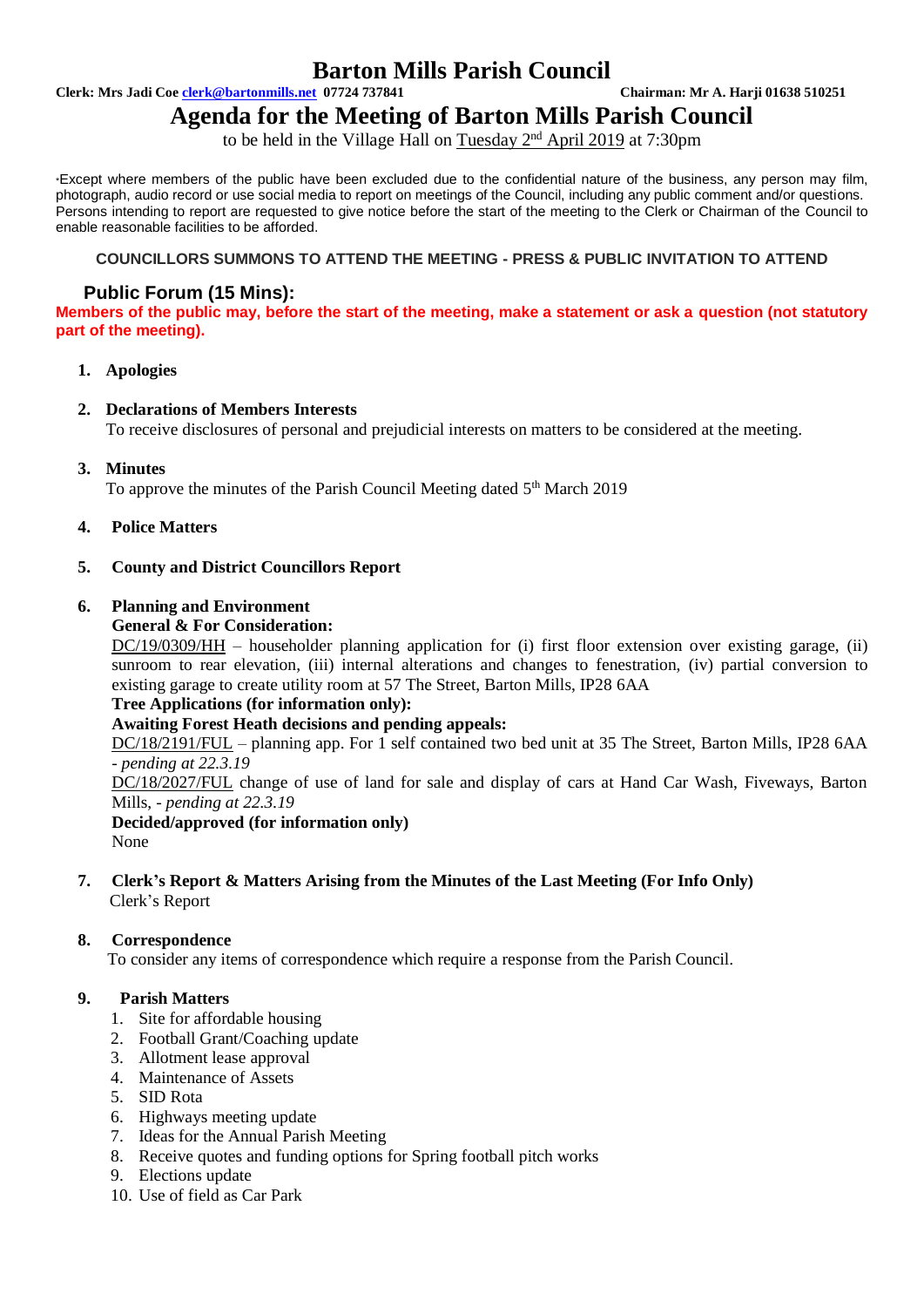# Barton Mills Parish Council

**Clerk: Mrs Jadi Coe clerk@bartonmills.net 07724 737841** **Chairman: Mr A. Harji 01638 510251**

## Agenda for the Meeting of Barton Mills Parish Council

to be held in the Village Hall on Tuesday 2nd April 2019 at 7:30pm

*Except where members of the public have been excluded due to the confidential nature of the business, any person may film, photograph, audio record or use social media to report on meetings of the Council, including any public comment and/or questions. Persons intending to report are requested to give notice before the start of the meeting to the Clerk or Chairman of the Council to enable reasonable facilities to be afforded.

**COUNCILLORS SUMMONS TO ATTEND THE MEETING - PRESS & PUBLIC INVITATION TO ATTEND**

### Public Forum (15 Mins):

**Members of the public may, before the start of the meeting, make a statement or ask a question (not statutory part of the meeting).**

1. **Apologies**

2. **Declarations of Members Interests**
   To receive disclosures of personal and prejudicial interests on matters to be considered at the meeting.

3. **Minutes**
   To approve the minutes of the Parish Council Meeting dated 5th March 2019

4. **Police Matters**

5. **County and District Councillors Report**

6. **Planning and Environment**
   **General & For Consideration:**
   DC/19/0309/HH – householder planning application for (i) first floor extension over existing garage, (ii) sunroom to rear elevation, (iii) internal alterations and changes to fenestration, (iv) partial conversion to existing garage to create utility room at 57 The Street, Barton Mills, IP28 6AA
   **Tree Applications (for information only):**
   **Awaiting Forest Heath decisions and pending appeals:**
   DC/18/2191/FUL – planning app. For 1 self contained two bed unit at 35 The Street, Barton Mills, IP28 6AA - *pending at 22.3.19*
   DC/18/2027/FUL change of use of land for sale and display of cars at Hand Car Wash, Fiveways, Barton Mills, - *pending at 22.3.19*
   **Decided/approved (for information only)**
   None

7. **Clerk's Report & Matters Arising from the Minutes of the Last Meeting (For Info Only)**
   Clerk's Report

8. **Correspondence**
   To consider any items of correspondence which require a response from the Parish Council.

9. **Parish Matters**
   1. Site for affordable housing
   2. Football Grant/Coaching update
   3. Allotment lease approval
   4. Maintenance of Assets
   5. SID Rota
   6. Highways meeting update
   7. Ideas for the Annual Parish Meeting
   8. Receive quotes and funding options for Spring football pitch works
   9. Elections update
   10. Use of field as Car Park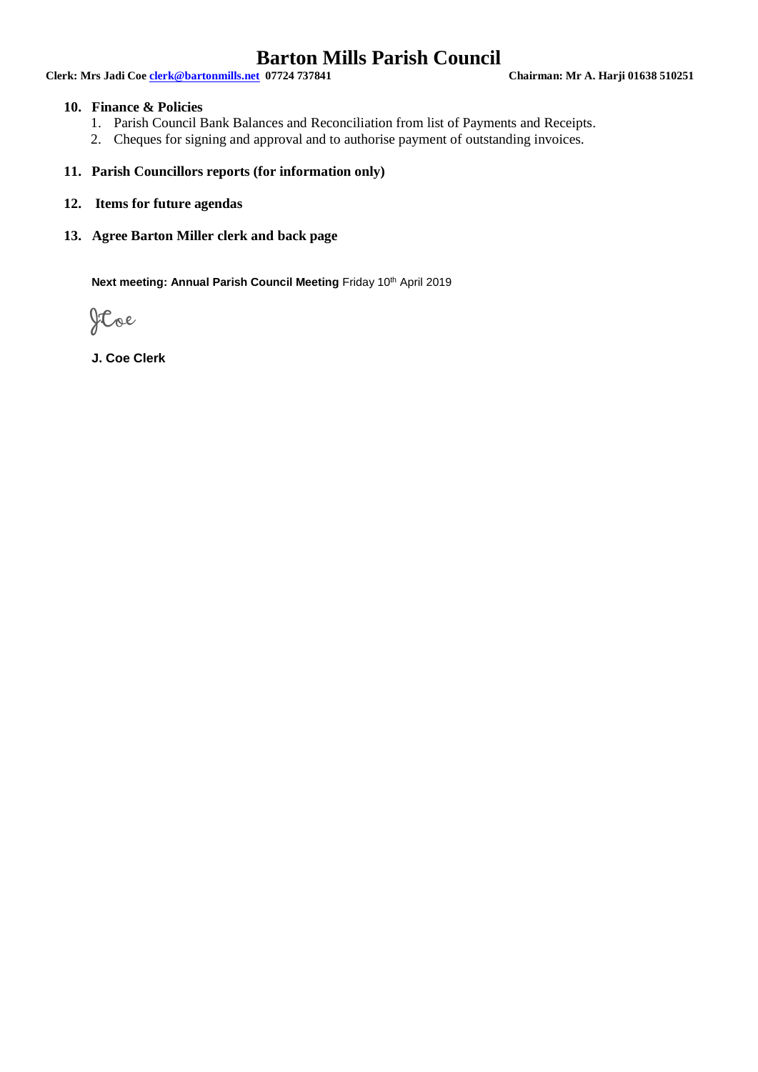**10. Finance & Policies**

1. Parish Council Bank Balances and Reconciliation from list of Payments and Receipts.
2. Cheques for signing and approval and to authorise payment of outstanding invoices.

**11. Parish Councillors reports (for information only)**

**12. Items for future agendas**

**13. Agree Barton Miller clerk and back page**

**Next meeting: Annual Parish Council Meeting** Friday 10th April 2019

JCoe

**J. Coe Clerk**